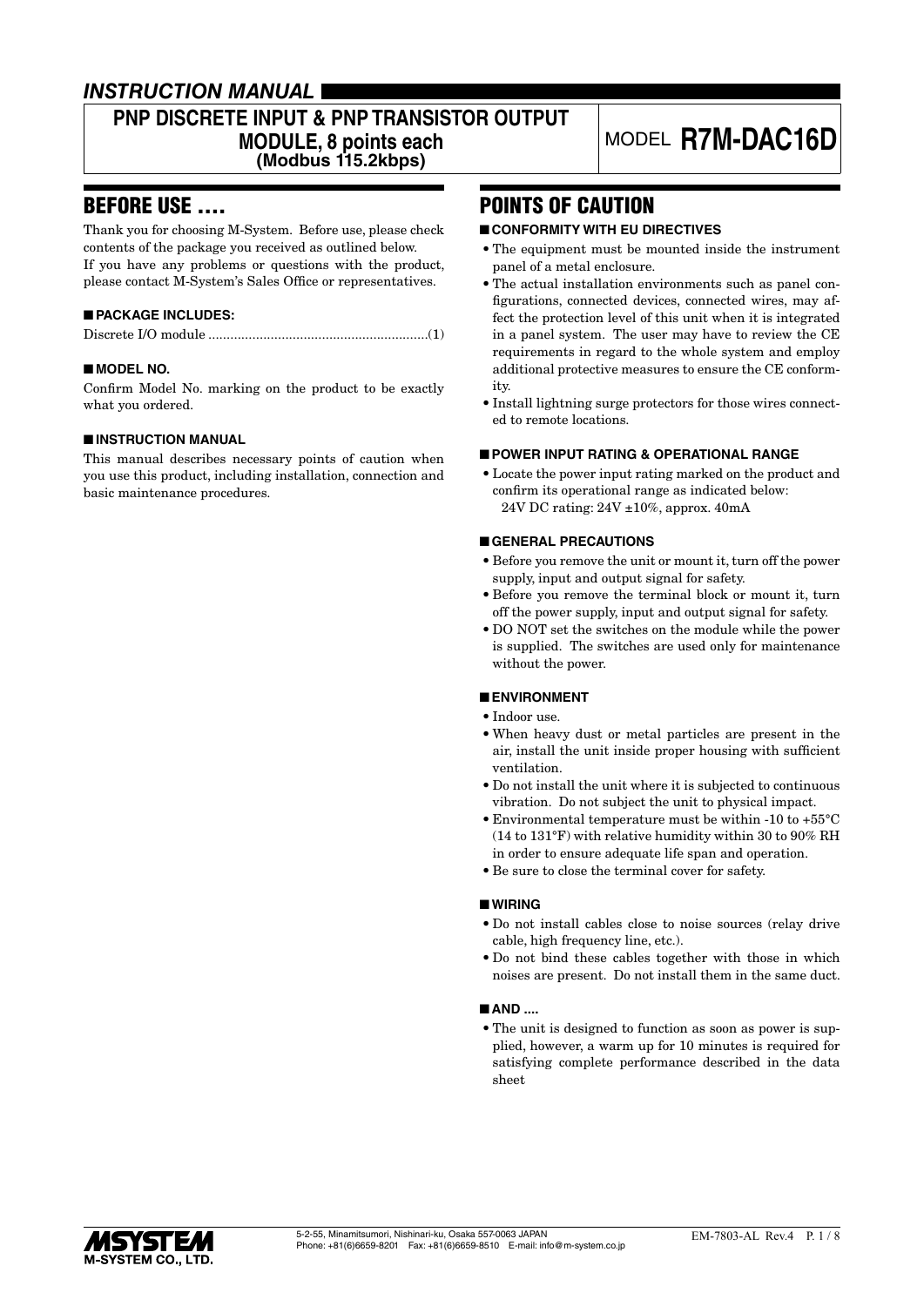## *INSTRUCTION MANUAL*

# PNP DISCRETE INPUT & PNP TRANSISTOR OUTPUT MODULE, 8 points each (Modbus 115.2kbps)

MODEL **R7M-DAC16D**

## BEFORE USE ....

Thank you for choosing M-System. Before use, please check contents of the package you received as outlined below.
If you have any problems or questions with the product, please contact M-System's Sales Office or representatives.

### ■ PACKAGE INCLUDES:

Discrete I/O module ...........................................................(1)

### ■ MODEL NO.

Confirm Model No. marking on the product to be exactly what you ordered.

### ■ INSTRUCTION MANUAL

This manual describes necessary points of caution when you use this product, including installation, connection and basic maintenance procedures.

## POINTS OF CAUTION

### ■ CONFORMITY WITH EU DIRECTIVES

- The equipment must be mounted inside the instrument panel of a metal enclosure.
- The actual installation environments such as panel configurations, connected devices, connected wires, may affect the protection level of this unit when it is integrated in a panel system. The user may have to review the CE requirements in regard to the whole system and employ additional protective measures to ensure the CE conformity.
- Install lightning surge protectors for those wires connected to remote locations.

### ■ POWER INPUT RATING & OPERATIONAL RANGE

- Locate the power input rating marked on the product and confirm its operational range as indicated below:
  24V DC rating: 24V ±10%, approx. 40mA

### ■ GENERAL PRECAUTIONS

- Before you remove the unit or mount it, turn off the power supply, input and output signal for safety.
- Before you remove the terminal block or mount it, turn off the power supply, input and output signal for safety.
- DO NOT set the switches on the module while the power is supplied. The switches are used only for maintenance without the power.

### ■ ENVIRONMENT

- Indoor use.
- When heavy dust or metal particles are present in the air, install the unit inside proper housing with sufficient ventilation.
- Do not install the unit where it is subjected to continuous vibration. Do not subject the unit to physical impact.
- Environmental temperature must be within -10 to +55°C (14 to 131°F) with relative humidity within 30 to 90% RH in order to ensure adequate life span and operation.
- Be sure to close the terminal cover for safety.

### ■ WIRING

- Do not install cables close to noise sources (relay drive cable, high frequency line, etc.).
- Do not bind these cables together with those in which noises are present. Do not install them in the same duct.

### ■ AND ....

- The unit is designed to function as soon as power is supplied, however, a warm up for 10 minutes is required for satisfying complete performance described in the data sheet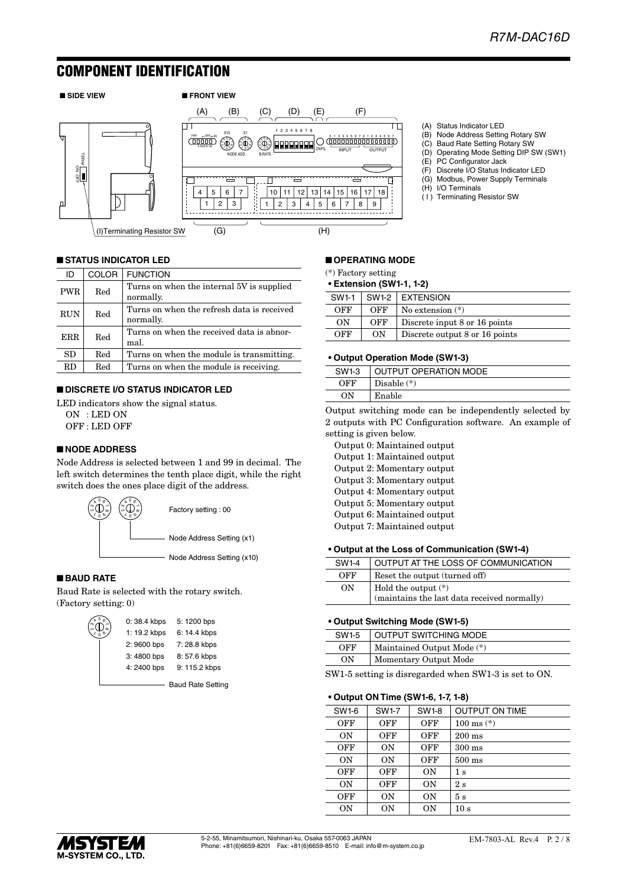# COMPONENT IDENTIFICATION

■ SIDE VIEW

■ FRONT VIEW

(I)Terminating Resistor SW

(A) Status Indicator LED
(B) Node Address Setting Rotary SW
(C) Baud Rate Setting Rotary SW
(D) Operating Mode Setting DIP SW (SW1)
(E) PC Configurator Jack
(F) Discrete I/O Status Indicator LED
(G) Modbus, Power Supply Terminals
(H) I/O Terminals
( I ) Terminating Resistor SW

## ■ STATUS INDICATOR LED

| ID | COLOR | FUNCTION |
|---|---|---|
| PWR | Red | Turns on when the internal 5V is supplied normally. |
| RUN | Red | Turns on when the refresh data is received normally. |
| ERR | Red | Turns on when the received data is abnormal. |
| SD | Red | Turns on when the module is transmitting. |
| RD | Red | Turns on when the module is receiving. |

## ■ DISCRETE I/O STATUS INDICATOR LED

LED indicators show the signal status.

ON : LED ON
OFF : LED OFF

## ■ NODE ADDRESS

Node Address is selected between 1 and 99 in decimal. The left switch determines the tenth place digit, while the right switch does the ones place digit of the address.

Factory setting : 00

Node Address Setting (x1)

Node Address Setting (x10)

## ■ BAUD RATE

Baud Rate is selected with the rotary switch.
(Factory setting: 0)

| | |
|---|---|
| 0: 38.4 kbps | 5: 1200 bps |
| 1: 19.2 kbps | 6: 14.4 kbps |
| 2: 9600 bps | 7: 28.8 kbps |
| 3: 4800 bps | 8: 57.6 kbps |
| 4: 2400 bps | 9: 115.2 kbps |

Baud Rate Setting

## ■ OPERATING MODE

(*) Factory setting

**• Extension (SW1-1, 1-2)**

| SW1-1 | SW1-2 | EXTENSION |
|---|---|---|
| OFF | OFF | No extension (*) |
| ON | OFF | Discrete input 8 or 16 points |
| OFF | ON | Discrete output 8 or 16 points |

**• Output Operation Mode (SW1-3)**

| SW1-3 | OUTPUT OPERATION MODE |
|---|---|
| OFF | Disable (*) |
| ON | Enable |

Output switching mode can be independently selected by 2 outputs with PC Configuration software. An example of setting is given below.

Output 0: Maintained output
Output 1: Maintained output
Output 2: Momentary output
Output 3: Momentary output
Output 4: Momentary output
Output 5: Momentary output
Output 6: Maintained output
Output 7: Maintained output

**• Output at the Loss of Communication (SW1-4)**

| SW1-4 | OUTPUT AT THE LOSS OF COMMUNICATION |
|---|---|
| OFF | Reset the output (turned off) |
| ON | Hold the output (*) (maintains the last data received normally) |

**• Output Switching Mode (SW1-5)**

| SW1-5 | OUTPUT SWITCHING MODE |
|---|---|
| OFF | Maintained Output Mode (*) |
| ON | Momentary Output Mode |

SW1-5 setting is disregarded when SW1-3 is set to ON.

**• Output ON Time (SW1-6, 1-7, 1-8)**

| SW1-6 | SW1-7 | SW1-8 | OUTPUT ON TIME |
|---|---|---|---|
| OFF | OFF | OFF | 100 ms (*) |
| ON | OFF | OFF | 200 ms |
| OFF | ON | OFF | 300 ms |
| ON | ON | OFF | 500 ms |
| OFF | OFF | ON | 1 s |
| ON | OFF | ON | 2 s |
| OFF | ON | ON | 5 s |
| ON | ON | ON | 10 s |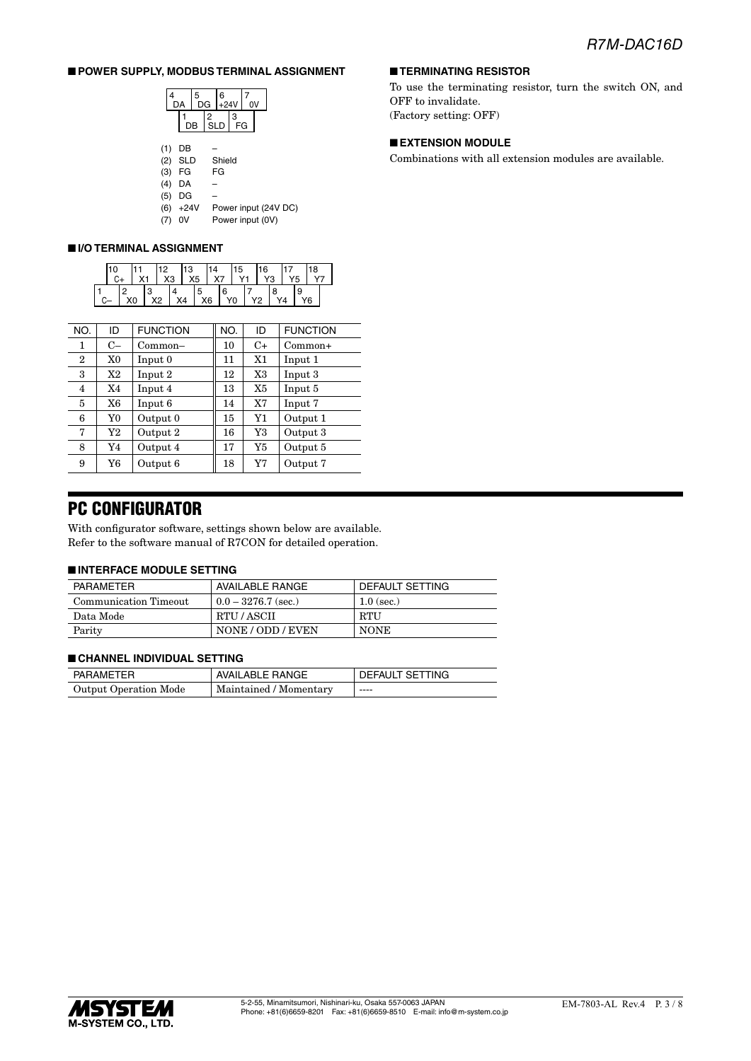## ■ POWER SUPPLY, MODBUS TERMINAL ASSIGNMENT

| 4 DA | 5 DG | 6 +24V | 7 0V |
|---|---|---|---|
| 1 DB | 2 SLD | 3 FG | |

(1) DB –
(2) SLD Shield
(3) FG FG
(4) DA –
(5) DG –
(6) +24V Power input (24V DC)
(7) 0V Power input (0V)

## ■ I/O TERMINAL ASSIGNMENT

| 10 C+ | 11 X1 | 12 X3 | 13 X5 | 14 X7 | 15 Y1 | 16 Y3 | 17 Y5 | 18 Y7 |
|---|---|---|---|---|---|---|---|---|
| 1 C– | 2 X0 | 3 X2 | 4 X4 | 5 X6 | 6 Y0 | 7 Y2 | 8 Y4 | 9 Y6 |

| NO. | ID | FUNCTION | NO. | ID | FUNCTION |
|---|---|---|---|---|---|
| 1 | C– | Common– | 10 | C+ | Common+ |
| 2 | X0 | Input 0 | 11 | X1 | Input 1 |
| 3 | X2 | Input 2 | 12 | X3 | Input 3 |
| 4 | X4 | Input 4 | 13 | X5 | Input 5 |
| 5 | X6 | Input 6 | 14 | X7 | Input 7 |
| 6 | Y0 | Output 0 | 15 | Y1 | Output 1 |
| 7 | Y2 | Output 2 | 16 | Y3 | Output 3 |
| 8 | Y4 | Output 4 | 17 | Y5 | Output 5 |
| 9 | Y6 | Output 6 | 18 | Y7 | Output 7 |

## ■ TERMINATING RESISTOR

To use the terminating resistor, turn the switch ON, and OFF to invalidate.
(Factory setting: OFF)

## ■ EXTENSION MODULE

Combinations with all extension modules are available.

# PC CONFIGURATOR

With configurator software, settings shown below are available.
Refer to the software manual of R7CON for detailed operation.

## ■ INTERFACE MODULE SETTING

| PARAMETER | AVAILABLE RANGE | DEFAULT SETTING |
|---|---|---|
| Communication Timeout | 0.0 – 3276.7 (sec.) | 1.0 (sec.) |
| Data Mode | RTU / ASCII | RTU |
| Parity | NONE / ODD / EVEN | NONE |

## ■ CHANNEL INDIVIDUAL SETTING

| PARAMETER | AVAILABLE RANGE | DEFAULT SETTING |
|---|---|---|
| Output Operation Mode | Maintained / Momentary | ---- |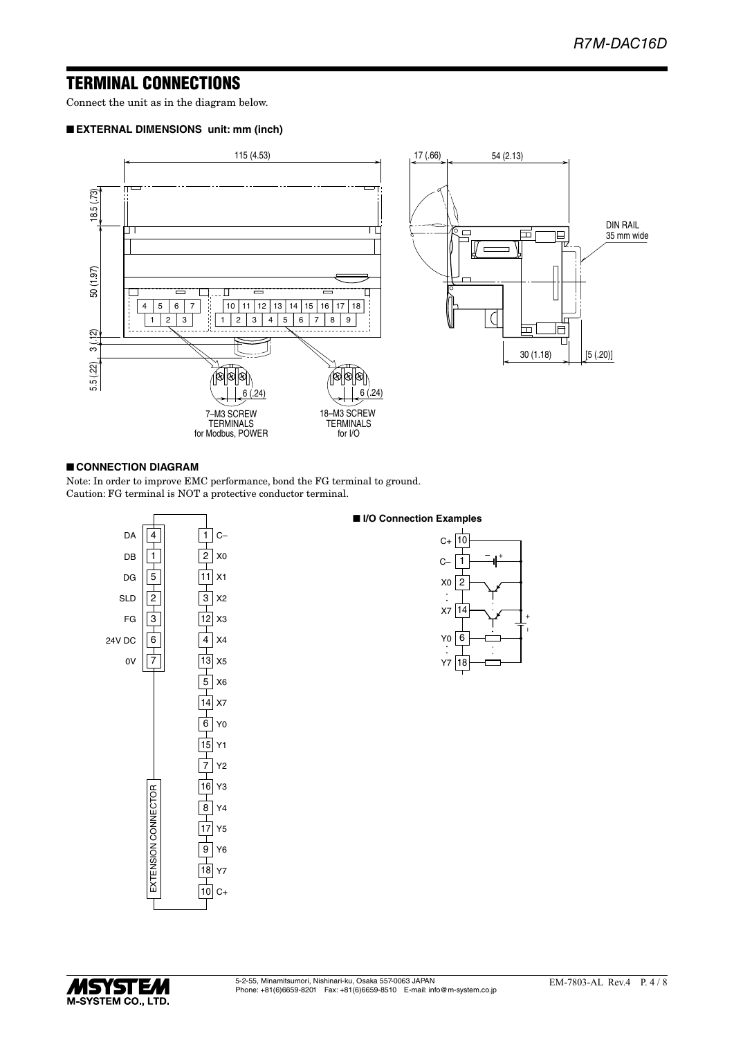# TERMINAL CONNECTIONS

Connect the unit as in the diagram below.

## ■ EXTERNAL DIMENSIONS unit: mm (inch)

115 (4.53)

17 (.66) 54 (2.13)

18.5 (.73)

50 (1.97)

3 (.12)

5.5 (.22)

DIN RAIL 35 mm wide

30 (1.18) [5 (.20)]

6 (.24) 6 (.24)

7–M3 SCREW TERMINALS for Modbus, POWER

18–M3 SCREW TERMINALS for I/O

## ■ CONNECTION DIAGRAM

Note: In order to improve EMC performance, bond the FG terminal to ground.
Caution: FG terminal is NOT a protective conductor terminal.

| Signal | Terminal |
|---|---|
| DA | 4 |
| DB | 1 |
| DG | 5 |
| SLD | 2 |
| FG | 3 |
| 24V DC | 6 |
| 0V | 7 |

EXTENSION CONNECTOR

| Terminal | Signal |
|---|---|
| 1 | C– |
| 2 | X0 |
| 11 | X1 |
| 3 | X2 |
| 12 | X3 |
| 4 | X4 |
| 13 | X5 |
| 5 | X6 |
| 14 | X7 |
| 6 | Y0 |
| 15 | Y1 |
| 7 | Y2 |
| 16 | Y3 |
| 8 | Y4 |
| 17 | Y5 |
| 9 | Y6 |
| 18 | Y7 |
| 10 | C+ |

### ■ I/O Connection Examples

C+ 10
C– 1
X0 2
X7 14
Y0 6
Y7 18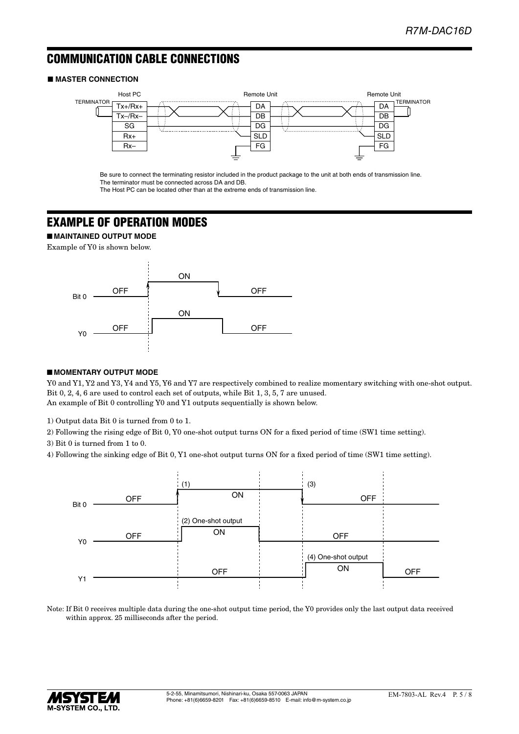# COMMUNICATION CABLE CONNECTIONS

## ■ MASTER CONNECTION

Be sure to connect the terminating resistor included in the product package to the unit at both ends of transmission line.
The terminator must be connected across DA and DB.
The Host PC can be located other than at the extreme ends of transmission line.

# EXAMPLE OF OPERATION MODES

## ■ MAINTAINED OUTPUT MODE

Example of Y0 is shown below.

## ■ MOMENTARY OUTPUT MODE

Y0 and Y1, Y2 and Y3, Y4 and Y5, Y6 and Y7 are respectively combined to realize momentary switching with one-shot output.
Bit 0, 2, 4, 6 are used to control each set of outputs, while Bit 1, 3, 5, 7 are unused.
An example of Bit 0 controlling Y0 and Y1 outputs sequentially is shown below.

1) Output data Bit 0 is turned from 0 to 1.

2) Following the rising edge of Bit 0, Y0 one-shot output turns ON for a fixed period of time (SW1 time setting).

3) Bit 0 is turned from 1 to 0.

4) Following the sinking edge of Bit 0, Y1 one-shot output turns ON for a fixed period of time (SW1 time setting).

Note: If Bit 0 receives multiple data during the one-shot output time period, the Y0 provides only the last output data received within approx. 25 milliseconds after the period.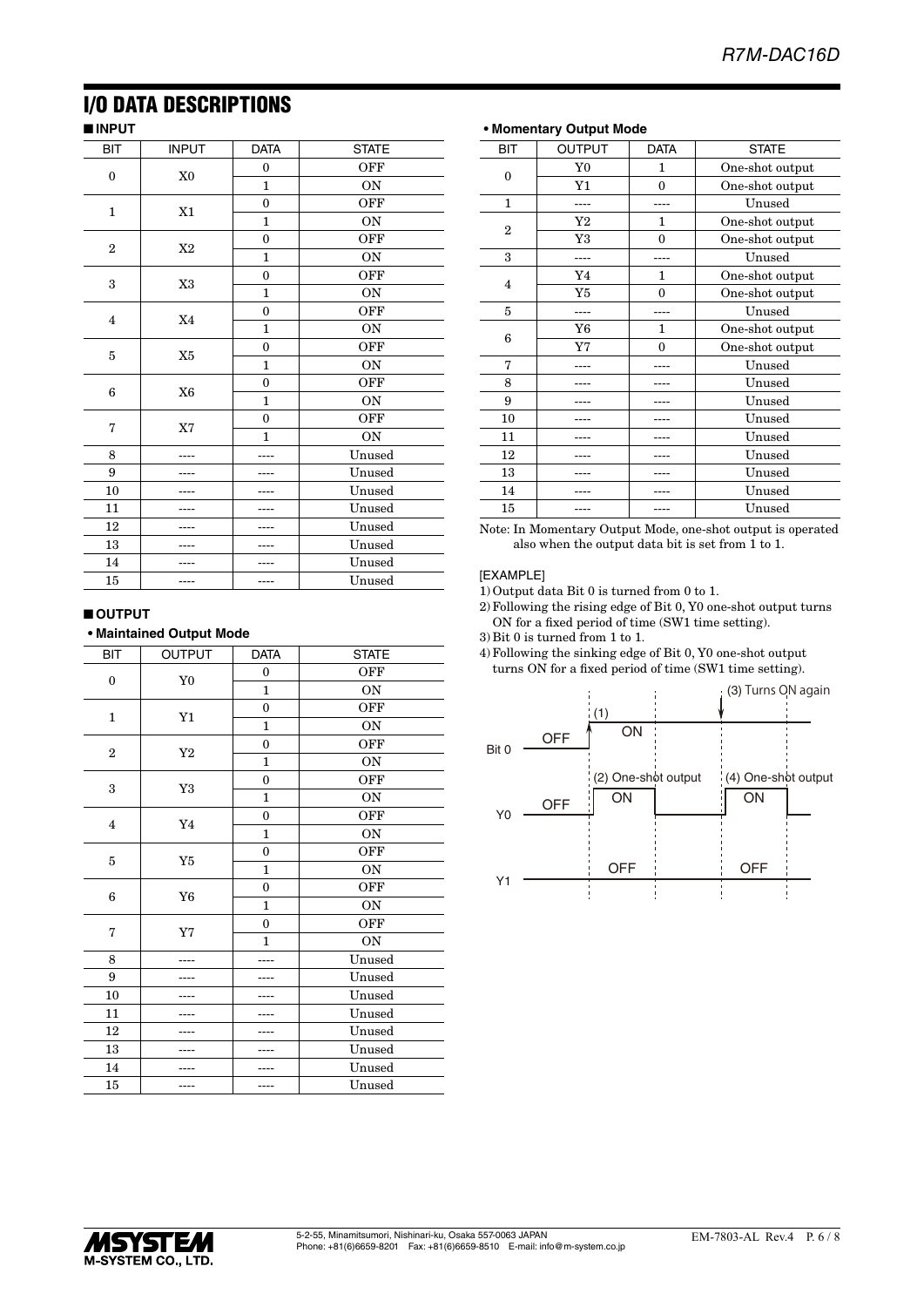# I/O DATA DESCRIPTIONS

## ■ INPUT

| BIT | INPUT | DATA | STATE |
|---|---|---|---|
| 0 | X0 | 0 | OFF |
| | | 1 | ON |
| 1 | X1 | 0 | OFF |
| | | 1 | ON |
| 2 | X2 | 0 | OFF |
| | | 1 | ON |
| 3 | X3 | 0 | OFF |
| | | 1 | ON |
| 4 | X4 | 0 | OFF |
| | | 1 | ON |
| 5 | X5 | 0 | OFF |
| | | 1 | ON |
| 6 | X6 | 0 | OFF |
| | | 1 | ON |
| 7 | X7 | 0 | OFF |
| | | 1 | ON |
| 8 | ---- | ---- | Unused |
| 9 | ---- | ---- | Unused |
| 10 | ---- | ---- | Unused |
| 11 | ---- | ---- | Unused |
| 12 | ---- | ---- | Unused |
| 13 | ---- | ---- | Unused |
| 14 | ---- | ---- | Unused |
| 15 | ---- | ---- | Unused |

## ■ OUTPUT

### • Maintained Output Mode

| BIT | OUTPUT | DATA | STATE |
|---|---|---|---|
| 0 | Y0 | 0 | OFF |
| | | 1 | ON |
| 1 | Y1 | 0 | OFF |
| | | 1 | ON |
| 2 | Y2 | 0 | OFF |
| | | 1 | ON |
| 3 | Y3 | 0 | OFF |
| | | 1 | ON |
| 4 | Y4 | 0 | OFF |
| | | 1 | ON |
| 5 | Y5 | 0 | OFF |
| | | 1 | ON |
| 6 | Y6 | 0 | OFF |
| | | 1 | ON |
| 7 | Y7 | 0 | OFF |
| | | 1 | ON |
| 8 | ---- | ---- | Unused |
| 9 | ---- | ---- | Unused |
| 10 | ---- | ---- | Unused |
| 11 | ---- | ---- | Unused |
| 12 | ---- | ---- | Unused |
| 13 | ---- | ---- | Unused |
| 14 | ---- | ---- | Unused |
| 15 | ---- | ---- | Unused |

### • Momentary Output Mode

| BIT | OUTPUT | DATA | STATE |
|---|---|---|---|
| 0 | Y0 | 1 | One-shot output |
| | Y1 | 0 | One-shot output |
| 1 | ---- | ---- | Unused |
| 2 | Y2 | 1 | One-shot output |
| | Y3 | 0 | One-shot output |
| 3 | ---- | ---- | Unused |
| 4 | Y4 | 1 | One-shot output |
| | Y5 | 0 | One-shot output |
| 5 | ---- | ---- | Unused |
| 6 | Y6 | 1 | One-shot output |
| | Y7 | 0 | One-shot output |
| 7 | ---- | ---- | Unused |
| 8 | ---- | ---- | Unused |
| 9 | ---- | ---- | Unused |
| 10 | ---- | ---- | Unused |
| 11 | ---- | ---- | Unused |
| 12 | ---- | ---- | Unused |
| 13 | ---- | ---- | Unused |
| 14 | ---- | ---- | Unused |
| 15 | ---- | ---- | Unused |

Note: In Momentary Output Mode, one-shot output is operated also when the output data bit is set from 1 to 1.

[EXAMPLE]

1) Output data Bit 0 is turned from 0 to 1.
2) Following the rising edge of Bit 0, Y0 one-shot output turns ON for a fixed period of time (SW1 time setting).
3) Bit 0 is turned from 1 to 1.
4) Following the sinking edge of Bit 0, Y0 one-shot output turns ON for a fixed period of time (SW1 time setting).

Bit 0: OFF → (1) ON ... (3) Turns ON again

Y0: OFF → (2) One-shot output ON ... (4) One-shot output ON

Y1: OFF ... OFF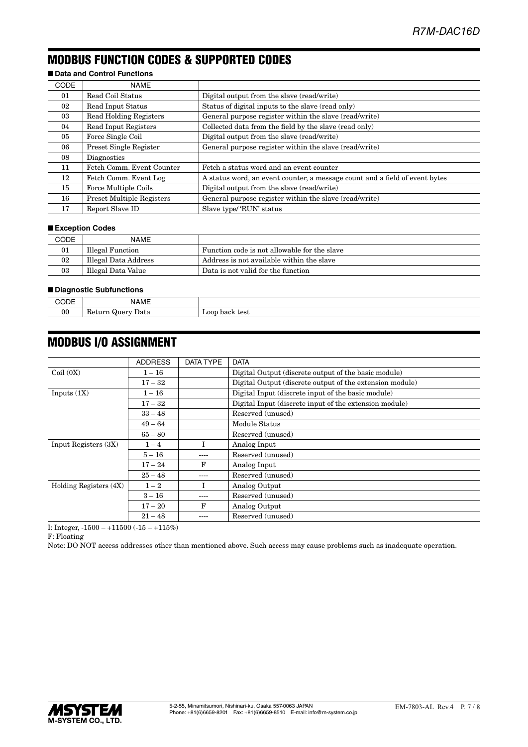## MODBUS FUNCTION CODES & SUPPORTED CODES

### ■ Data and Control Functions

| CODE | NAME | |
|---|---|---|
| 01 | Read Coil Status | Digital output from the slave (read/write) |
| 02 | Read Input Status | Status of digital inputs to the slave (read only) |
| 03 | Read Holding Registers | General purpose register within the slave (read/write) |
| 04 | Read Input Registers | Collected data from the field by the slave (read only) |
| 05 | Force Single Coil | Digital output from the slave (read/write) |
| 06 | Preset Single Register | General purpose register within the slave (read/write) |
| 08 | Diagnostics | |
| 11 | Fetch Comm. Event Counter | Fetch a status word and an event counter |
| 12 | Fetch Comm. Event Log | A status word, an event counter, a message count and a field of event bytes |
| 15 | Force Multiple Coils | Digital output from the slave (read/write) |
| 16 | Preset Multiple Registers | General purpose register within the slave (read/write) |
| 17 | Report Slave ID | Slave type/ 'RUN' status |

### ■ Exception Codes

| CODE | NAME | |
|---|---|---|
| 01 | Illegal Function | Function code is not allowable for the slave |
| 02 | Illegal Data Address | Address is not available within the slave |
| 03 | Illegal Data Value | Data is not valid for the function |

### ■ Diagnostic Subfunctions

| CODE | NAME | |
|---|---|---|
| 00 | Return Query Data | Loop back test |

## MODBUS I/O ASSIGNMENT

| | ADDRESS | DATA TYPE | DATA |
|---|---|---|---|
| Coil (0X) | 1 – 16 | | Digital Output (discrete output of the basic module) |
| | 17 – 32 | | Digital Output (discrete output of the extension module) |
| Inputs (1X) | 1 – 16 | | Digital Input (discrete input of the basic module) |
| | 17 – 32 | | Digital Input (discrete input of the extension module) |
| | 33 – 48 | | Reserved (unused) |
| | 49 – 64 | | Module Status |
| | 65 – 80 | | Reserved (unused) |
| Input Registers (3X) | 1 – 4 | I | Analog Input |
| | 5 – 16 | ---- | Reserved (unused) |
| | 17 – 24 | F | Analog Input |
| | 25 – 48 | ---- | Reserved (unused) |
| Holding Registers (4X) | 1 – 2 | I | Analog Output |
| | 3 – 16 | ---- | Reserved (unused) |
| | 17 – 20 | F | Analog Output |
| | 21 – 48 | ---- | Reserved (unused) |

I: Integer, -1500 – +11500 (-15 – +115%)

F: Floating

Note: DO NOT access addresses other than mentioned above. Such access may cause problems such as inadequate operation.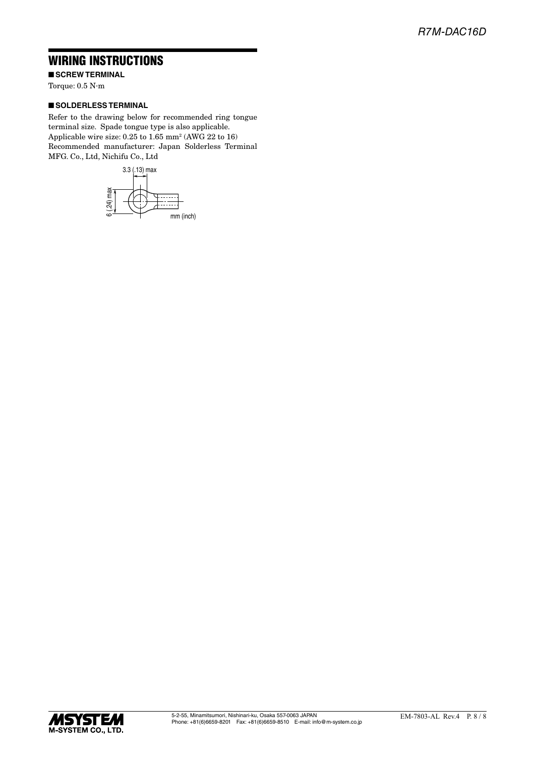# WIRING INSTRUCTIONS

■ **SCREW TERMINAL**

Torque: 0.5 N·m

■ **SOLDERLESS TERMINAL**

Refer to the drawing below for recommended ring tongue terminal size. Spade tongue type is also applicable.
Applicable wire size: 0.25 to 1.65 mm$^2$ (AWG 22 to 16)
Recommended manufacturer: Japan Solderless Terminal MFG. Co., Ltd, Nichifu Co., Ltd

3.3 (.13) max

6 (.24) max

mm (inch)